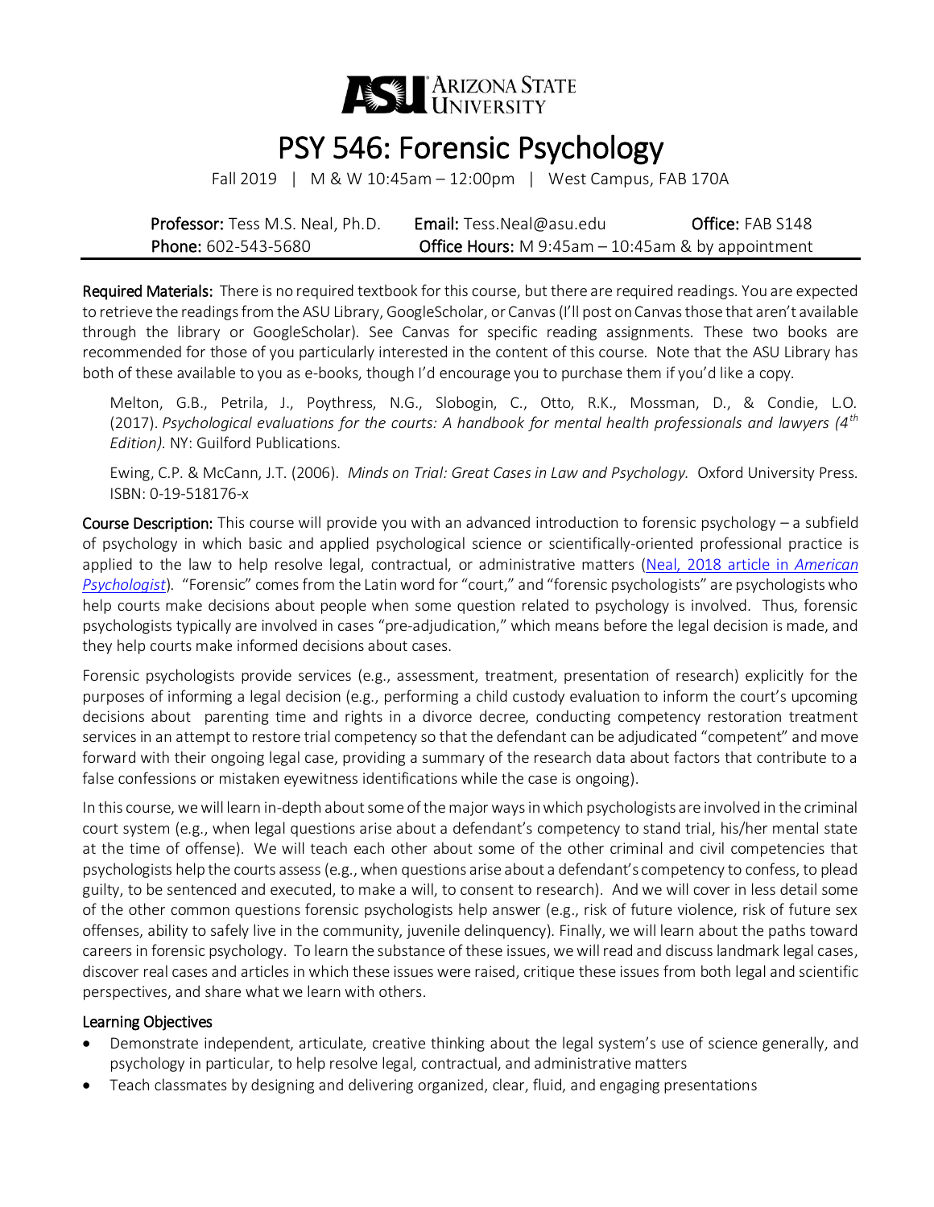ARIZONA STATE UNIVERSITY

# PSY 546: Forensic Psychology

Fall 2019 | M & W 10:45am – 12:00pm | West Campus, FAB 170A

| | | |
|---|---|---|
| **Professor:** Tess M.S. Neal, Ph.D. | **Email:** Tess.Neal@asu.edu | **Office:** FAB S148 |
| **Phone:** 602-543-5680 | **Office Hours:** M 9:45am – 10:45am & by appointment | |

**Required Materials:** There is no required textbook for this course, but there are required readings. You are expected to retrieve the readings from the ASU Library, GoogleScholar, or Canvas (I'll post on Canvas those that aren't available through the library or GoogleScholar). See Canvas for specific reading assignments. These two books are recommended for those of you particularly interested in the content of this course. Note that the ASU Library has both of these available to you as e-books, though I'd encourage you to purchase them if you'd like a copy.

Melton, G.B., Petrila, J., Poythress, N.G., Slobogin, C., Otto, R.K., Mossman, D., & Condie, L.O. (2017). *Psychological evaluations for the courts: A handbook for mental health professionals and lawyers (4th Edition).* NY: Guilford Publications.

Ewing, C.P. & McCann, J.T. (2006). *Minds on Trial: Great Cases in Law and Psychology.* Oxford University Press. ISBN: 0-19-518176-x

**Course Description:** This course will provide you with an advanced introduction to forensic psychology – a subfield of psychology in which basic and applied psychological science or scientifically-oriented professional practice is applied to the law to help resolve legal, contractual, or administrative matters (Neal, 2018 article in *American Psychologist*). "Forensic" comes from the Latin word for "court," and "forensic psychologists" are psychologists who help courts make decisions about people when some question related to psychology is involved. Thus, forensic psychologists typically are involved in cases "pre-adjudication," which means before the legal decision is made, and they help courts make informed decisions about cases.

Forensic psychologists provide services (e.g., assessment, treatment, presentation of research) explicitly for the purposes of informing a legal decision (e.g., performing a child custody evaluation to inform the court's upcoming decisions about parenting time and rights in a divorce decree, conducting competency restoration treatment services in an attempt to restore trial competency so that the defendant can be adjudicated "competent" and move forward with their ongoing legal case, providing a summary of the research data about factors that contribute to a false confessions or mistaken eyewitness identifications while the case is ongoing).

In this course, we will learn in-depth about some of the major ways in which psychologists are involved in the criminal court system (e.g., when legal questions arise about a defendant's competency to stand trial, his/her mental state at the time of offense). We will teach each other about some of the other criminal and civil competencies that psychologists help the courts assess (e.g., when questions arise about a defendant's competency to confess, to plead guilty, to be sentenced and executed, to make a will, to consent to research). And we will cover in less detail some of the other common questions forensic psychologists help answer (e.g., risk of future violence, risk of future sex offenses, ability to safely live in the community, juvenile delinquency). Finally, we will learn about the paths toward careers in forensic psychology. To learn the substance of these issues, we will read and discuss landmark legal cases, discover real cases and articles in which these issues were raised, critique these issues from both legal and scientific perspectives, and share what we learn with others.

### Learning Objectives

- Demonstrate independent, articulate, creative thinking about the legal system's use of science generally, and psychology in particular, to help resolve legal, contractual, and administrative matters
- Teach classmates by designing and delivering organized, clear, fluid, and engaging presentations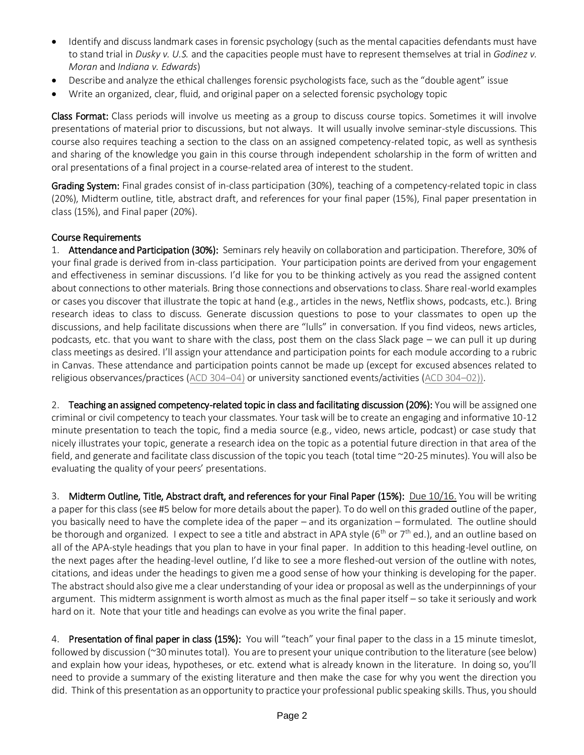- Identify and discuss landmark cases in forensic psychology (such as the mental capacities defendants must have to stand trial in *Dusky v. U.S.* and the capacities people must have to represent themselves at trial in *Godinez v. Moran* and *Indiana v. Edwards*)
- Describe and analyze the ethical challenges forensic psychologists face, such as the "double agent" issue
- Write an organized, clear, fluid, and original paper on a selected forensic psychology topic

**Class Format:** Class periods will involve us meeting as a group to discuss course topics. Sometimes it will involve presentations of material prior to discussions, but not always. It will usually involve seminar-style discussions. This course also requires teaching a section to the class on an assigned competency-related topic, as well as synthesis and sharing of the knowledge you gain in this course through independent scholarship in the form of written and oral presentations of a final project in a course-related area of interest to the student.

**Grading System:** Final grades consist of in-class participation (30%), teaching of a competency-related topic in class (20%), Midterm outline, title, abstract draft, and references for your final paper (15%), Final paper presentation in class (15%), and Final paper (20%).

## Course Requirements

1. **Attendance and Participation (30%):** Seminars rely heavily on collaboration and participation. Therefore, 30% of your final grade is derived from in-class participation. Your participation points are derived from your engagement and effectiveness in seminar discussions. I'd like for you to be thinking actively as you read the assigned content about connections to other materials. Bring those connections and observations to class. Share real-world examples or cases you discover that illustrate the topic at hand (e.g., articles in the news, Netflix shows, podcasts, etc.). Bring research ideas to class to discuss. Generate discussion questions to pose to your classmates to open up the discussions, and help facilitate discussions when there are "lulls" in conversation. If you find videos, news articles, podcasts, etc. that you want to share with the class, post them on the class Slack page – we can pull it up during class meetings as desired. I'll assign your attendance and participation points for each module according to a rubric in Canvas. These attendance and participation points cannot be made up (except for excused absences related to religious observances/practices (ACD 304–04) or university sanctioned events/activities (ACD 304–02)).

2. **Teaching an assigned competency-related topic in class and facilitating discussion (20%):** You will be assigned one criminal or civil competency to teach your classmates. Your task will be to create an engaging and informative 10-12 minute presentation to teach the topic, find a media source (e.g., video, news article, podcast) or case study that nicely illustrates your topic, generate a research idea on the topic as a potential future direction in that area of the field, and generate and facilitate class discussion of the topic you teach (total time ~20-25 minutes). You will also be evaluating the quality of your peers' presentations.

3. **Midterm Outline, Title, Abstract draft, and references for your Final Paper (15%):** Due 10/16. You will be writing a paper for this class (see #5 below for more details about the paper). To do well on this graded outline of the paper, you basically need to have the complete idea of the paper – and its organization – formulated. The outline should be thorough and organized. I expect to see a title and abstract in APA style (6th or 7th ed.), and an outline based on all of the APA-style headings that you plan to have in your final paper. In addition to this heading-level outline, on the next pages after the heading-level outline, I'd like to see a more fleshed-out version of the outline with notes, citations, and ideas under the headings to given me a good sense of how your thinking is developing for the paper. The abstract should also give me a clear understanding of your idea or proposal as well as the underpinnings of your argument. This midterm assignment is worth almost as much as the final paper itself – so take it seriously and work hard on it. Note that your title and headings can evolve as you write the final paper.

4. **Presentation of final paper in class (15%):** You will "teach" your final paper to the class in a 15 minute timeslot, followed by discussion (~30 minutes total). You are to present your unique contribution to the literature (see below) and explain how your ideas, hypotheses, or etc. extend what is already known in the literature. In doing so, you'll need to provide a summary of the existing literature and then make the case for why you went the direction you did. Think of this presentation as an opportunity to practice your professional public speaking skills. Thus, you should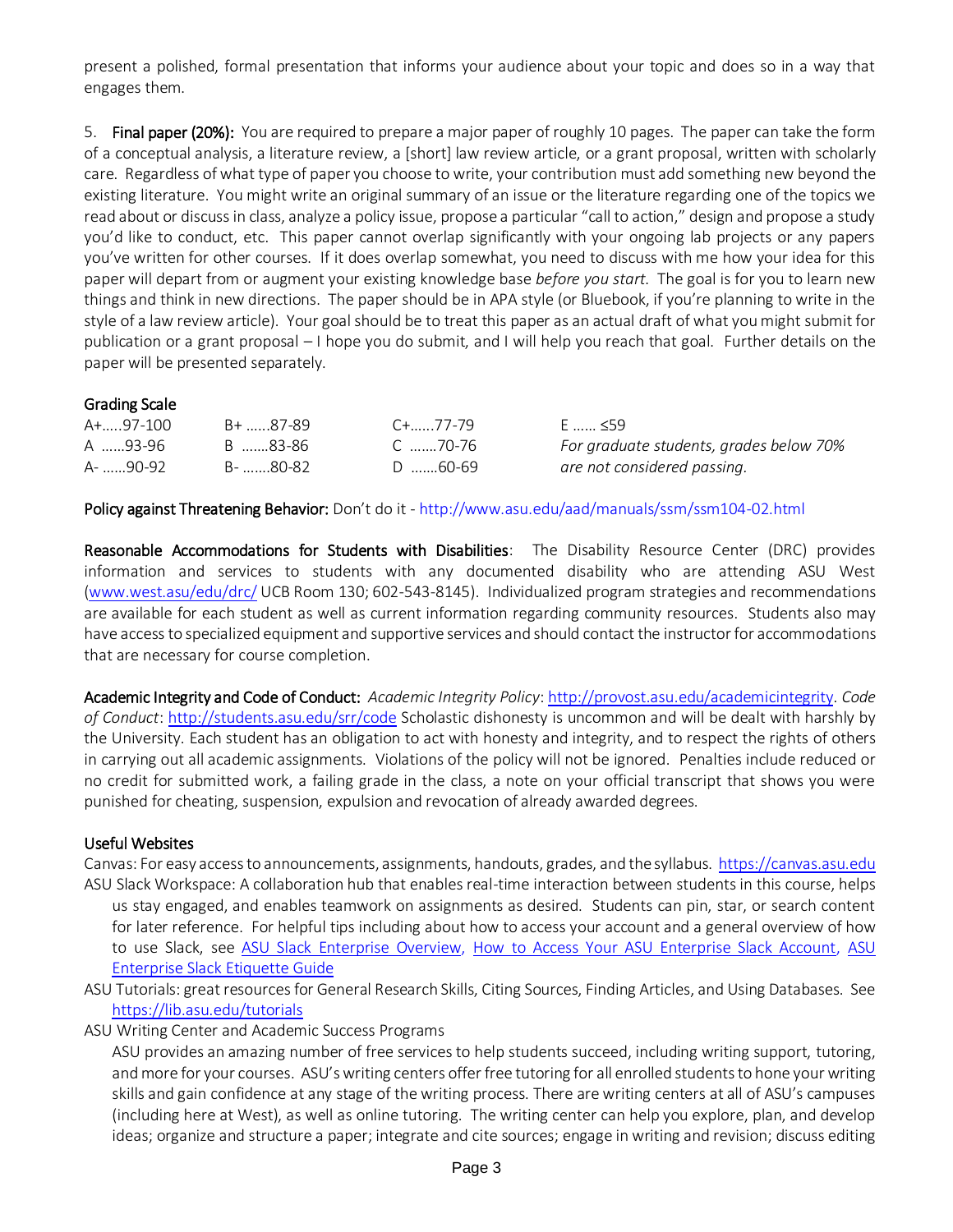present a polished, formal presentation that informs your audience about your topic and does so in a way that engages them.

5. **Final paper (20%):** You are required to prepare a major paper of roughly 10 pages. The paper can take the form of a conceptual analysis, a literature review, a [short] law review article, or a grant proposal, written with scholarly care. Regardless of what type of paper you choose to write, your contribution must add something new beyond the existing literature. You might write an original summary of an issue or the literature regarding one of the topics we read about or discuss in class, analyze a policy issue, propose a particular "call to action," design and propose a study you'd like to conduct, etc. This paper cannot overlap significantly with your ongoing lab projects or any papers you've written for other courses. If it does overlap somewhat, you need to discuss with me how your idea for this paper will depart from or augment your existing knowledge base *before you start*. The goal is for you to learn new things and think in new directions. The paper should be in APA style (or Bluebook, if you're planning to write in the style of a law review article). Your goal should be to treat this paper as an actual draft of what you might submit for publication or a grant proposal – I hope you do submit, and I will help you reach that goal. Further details on the paper will be presented separately.

## Grading Scale

| | | | |
|---|---|---|---|
| A+.....97-100 | B+ ......87-89 | C+......77-79 | E ...... ≤59 |
| A ......93-96 | B .......83-86 | C .......70-76 | *For graduate students, grades below 70%* |
| A- ......90-92 | B- .......80-82 | D .......60-69 | *are not considered passing.* |

**Policy against Threatening Behavior:** Don't do it - http://www.asu.edu/aad/manuals/ssm/ssm104-02.html

**Reasonable Accommodations for Students with Disabilities**: The Disability Resource Center (DRC) provides information and services to students with any documented disability who are attending ASU West (www.west.asu/edu/drc/ UCB Room 130; 602-543-8145). Individualized program strategies and recommendations are available for each student as well as current information regarding community resources. Students also may have access to specialized equipment and supportive services and should contact the instructor for accommodations that are necessary for course completion.

**Academic Integrity and Code of Conduct:** *Academic Integrity Policy*: http://provost.asu.edu/academicintegrity. *Code of Conduct*: http://students.asu.edu/srr/code Scholastic dishonesty is uncommon and will be dealt with harshly by the University. Each student has an obligation to act with honesty and integrity, and to respect the rights of others in carrying out all academic assignments. Violations of the policy will not be ignored. Penalties include reduced or no credit for submitted work, a failing grade in the class, a note on your official transcript that shows you were punished for cheating, suspension, expulsion and revocation of already awarded degrees.

## Useful Websites

Canvas: For easy access to announcements, assignments, handouts, grades, and the syllabus. https://canvas.asu.edu

ASU Slack Workspace: A collaboration hub that enables real-time interaction between students in this course, helps us stay engaged, and enables teamwork on assignments as desired. Students can pin, star, or search content for later reference. For helpful tips including about how to access your account and a general overview of how to use Slack, see ASU Slack Enterprise Overview, How to Access Your ASU Enterprise Slack Account, ASU Enterprise Slack Etiquette Guide

ASU Tutorials: great resources for General Research Skills, Citing Sources, Finding Articles, and Using Databases. See https://lib.asu.edu/tutorials

ASU Writing Center and Academic Success Programs

ASU provides an amazing number of free services to help students succeed, including writing support, tutoring, and more for your courses. ASU's writing centers offer free tutoring for all enrolled students to hone your writing skills and gain confidence at any stage of the writing process. There are writing centers at all of ASU's campuses (including here at West), as well as online tutoring. The writing center can help you explore, plan, and develop ideas; organize and structure a paper; integrate and cite sources; engage in writing and revision; discuss editing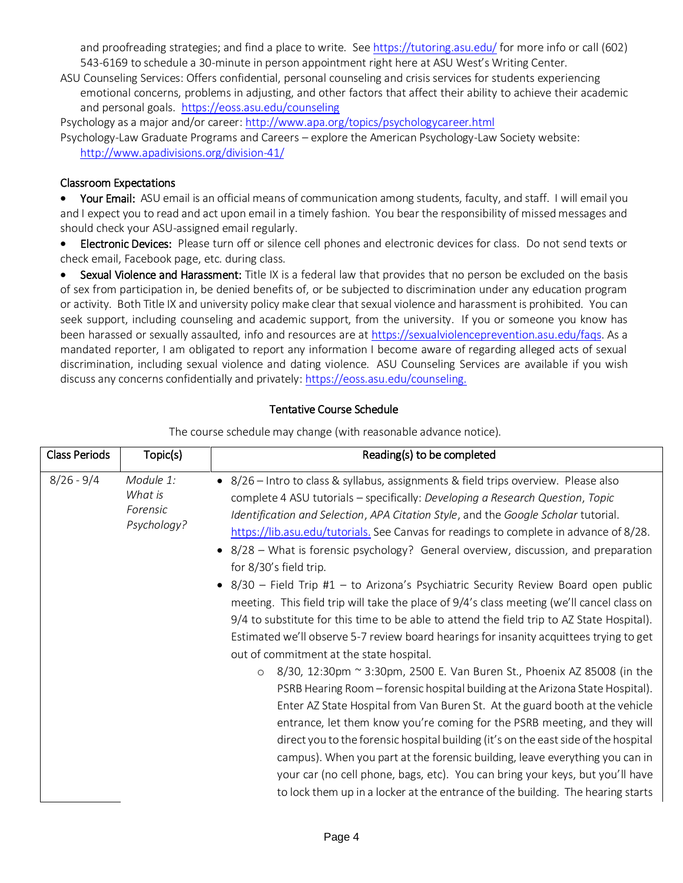and proofreading strategies; and find a place to write. See https://tutoring.asu.edu/ for more info or call (602) 543-6169 to schedule a 30-minute in person appointment right here at ASU West's Writing Center.

ASU Counseling Services: Offers confidential, personal counseling and crisis services for students experiencing emotional concerns, problems in adjusting, and other factors that affect their ability to achieve their academic and personal goals. https://eoss.asu.edu/counseling

Psychology as a major and/or career: http://www.apa.org/topics/psychologycareer.html

Psychology-Law Graduate Programs and Careers – explore the American Psychology-Law Society website: http://www.apadivisions.org/division-41/

## Classroom Expectations

- **Your Email:** ASU email is an official means of communication among students, faculty, and staff. I will email you and I expect you to read and act upon email in a timely fashion. You bear the responsibility of missed messages and should check your ASU-assigned email regularly.
- **Electronic Devices:** Please turn off or silence cell phones and electronic devices for class. Do not send texts or check email, Facebook page, etc. during class.
- **Sexual Violence and Harassment:** Title IX is a federal law that provides that no person be excluded on the basis of sex from participation in, be denied benefits of, or be subjected to discrimination under any education program or activity. Both Title IX and university policy make clear that sexual violence and harassment is prohibited. You can seek support, including counseling and academic support, from the university. If you or someone you know has been harassed or sexually assaulted, info and resources are at https://sexualviolenceprevention.asu.edu/faqs. As a mandated reporter, I am obligated to report any information I become aware of regarding alleged acts of sexual discrimination, including sexual violence and dating violence. ASU Counseling Services are available if you wish discuss any concerns confidentially and privately: https://eoss.asu.edu/counseling.

## Tentative Course Schedule

The course schedule may change (with reasonable advance notice).

| Class Periods | Topic(s) | Reading(s) to be completed |
|---|---|---|
| 8/26 - 9/4 | *Module 1: What is Forensic Psychology?* | • 8/26 – Intro to class & syllabus, assignments & field trips overview. Please also complete 4 ASU tutorials – specifically: *Developing a Research Question*, *Topic Identification and Selection*, *APA Citation Style*, and the *Google Scholar* tutorial. https://lib.asu.edu/tutorials. See Canvas for readings to complete in advance of 8/28.<br>• 8/28 – What is forensic psychology? General overview, discussion, and preparation for 8/30's field trip.<br>• 8/30 – Field Trip #1 – to Arizona's Psychiatric Security Review Board open public meeting. This field trip will take the place of 9/4's class meeting (we'll cancel class on 9/4 to substitute for this time to be able to attend the field trip to AZ State Hospital). Estimated we'll observe 5-7 review board hearings for insanity acquittees trying to get out of commitment at the state hospital.<br>  ○ 8/30, 12:30pm ~ 3:30pm, 2500 E. Van Buren St., Phoenix AZ 85008 (in the PSRB Hearing Room – forensic hospital building at the Arizona State Hospital). Enter AZ State Hospital from Van Buren St. At the guard booth at the vehicle entrance, let them know you're coming for the PSRB meeting, and they will direct you to the forensic hospital building (it's on the east side of the hospital campus). When you part at the forensic building, leave everything you can in your car (no cell phone, bags, etc). You can bring your keys, but you'll have to lock them up in a locker at the entrance of the building. The hearing starts |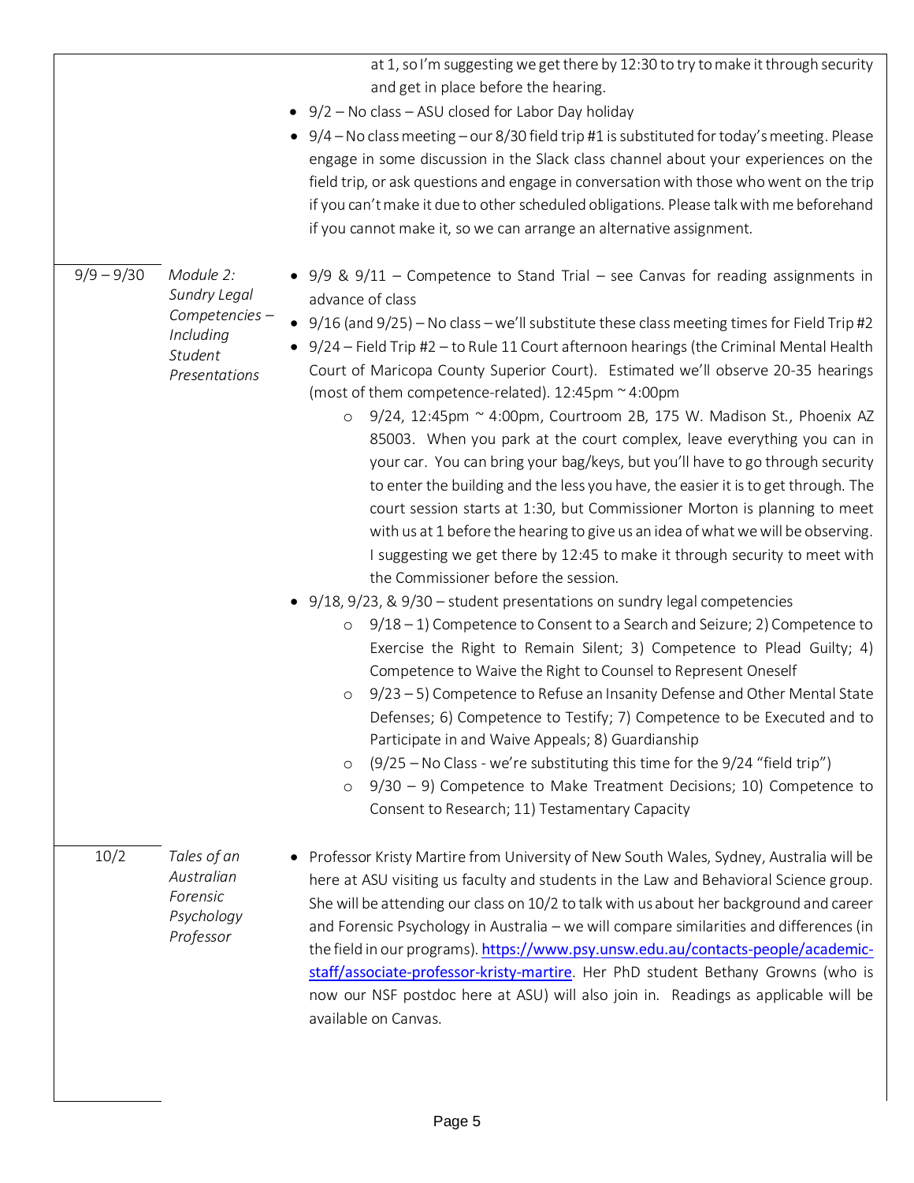| | | |
|---|---|---|
| | | at 1, so I'm suggesting we get there by 12:30 to try to make it through security and get in place before the hearing.<br>• 9/2 – No class – ASU closed for Labor Day holiday<br>• 9/4 – No class meeting – our 8/30 field trip #1 is substituted for today's meeting. Please engage in some discussion in the Slack class channel about your experiences on the field trip, or ask questions and engage in conversation with those who went on the trip if you can't make it due to other scheduled obligations. Please talk with me beforehand if you cannot make it, so we can arrange an alternative assignment. |
| 9/9 – 9/30 | *Module 2: Sundry Legal Competencies – Including Student Presentations* | • 9/9 & 9/11 – Competence to Stand Trial – see Canvas for reading assignments in advance of class<br>• 9/16 (and 9/25) – No class – we'll substitute these class meeting times for Field Trip #2<br>• 9/24 – Field Trip #2 – to Rule 11 Court afternoon hearings (the Criminal Mental Health Court of Maricopa County Superior Court). Estimated we'll observe 20-35 hearings (most of them competence-related). 12:45pm ~ 4:00pm<br>&nbsp;&nbsp;&nbsp;&nbsp;○ 9/24, 12:45pm ~ 4:00pm, Courtroom 2B, 175 W. Madison St., Phoenix AZ 85003. When you park at the court complex, leave everything you can in your car. You can bring your bag/keys, but you'll have to go through security to enter the building and the less you have, the easier it is to get through. The court session starts at 1:30, but Commissioner Morton is planning to meet with us at 1 before the hearing to give us an idea of what we will be observing. I suggesting we get there by 12:45 to make it through security to meet with the Commissioner before the session.<br>• 9/18, 9/23, & 9/30 – student presentations on sundry legal competencies<br>&nbsp;&nbsp;&nbsp;&nbsp;○ 9/18 – 1) Competence to Consent to a Search and Seizure; 2) Competence to Exercise the Right to Remain Silent; 3) Competence to Plead Guilty; 4) Competence to Waive the Right to Counsel to Represent Oneself<br>&nbsp;&nbsp;&nbsp;&nbsp;○ 9/23 – 5) Competence to Refuse an Insanity Defense and Other Mental State Defenses; 6) Competence to Testify; 7) Competence to be Executed and to Participate in and Waive Appeals; 8) Guardianship<br>&nbsp;&nbsp;&nbsp;&nbsp;○ (9/25 – No Class - we're substituting this time for the 9/24 "field trip")<br>&nbsp;&nbsp;&nbsp;&nbsp;○ 9/30 – 9) Competence to Make Treatment Decisions; 10) Competence to Consent to Research; 11) Testamentary Capacity |
| 10/2 | *Tales of an Australian Forensic Psychology Professor* | • Professor Kristy Martire from University of New South Wales, Sydney, Australia will be here at ASU visiting us faculty and students in the Law and Behavioral Science group. She will be attending our class on 10/2 to talk with us about her background and career and Forensic Psychology in Australia – we will compare similarities and differences (in the field in our programs). [https://www.psy.unsw.edu.au/contacts-people/academic-staff/associate-professor-kristy-martire](https://www.psy.unsw.edu.au/contacts-people/academic-staff/associate-professor-kristy-martire). Her PhD student Bethany Growns (who is now our NSF postdoc here at ASU) will also join in. Readings as applicable will be available on Canvas. |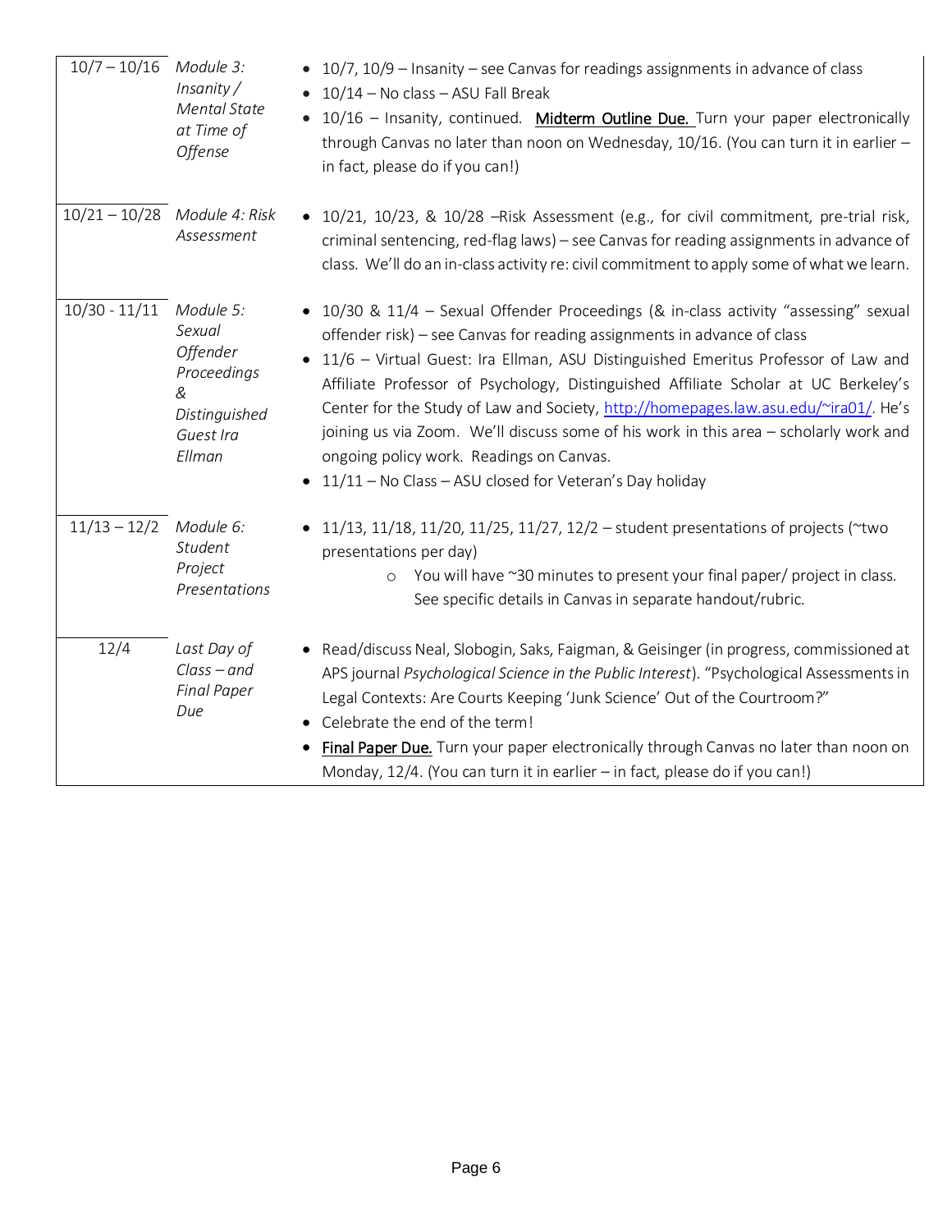| | | |
|---|---|---|
| 10/7 – 10/16 | *Module 3: Insanity / Mental State at Time of Offense* | • 10/7, 10/9 – Insanity – see Canvas for readings assignments in advance of class<br>• 10/14 – No class – ASU Fall Break<br>• 10/16 – Insanity, continued. <u>Midterm Outline Due.</u> Turn your paper electronically through Canvas no later than noon on Wednesday, 10/16. (You can turn it in earlier – in fact, please do if you can!) |
| 10/21 – 10/28 | *Module 4: Risk Assessment* | • 10/21, 10/23, & 10/28 –Risk Assessment (e.g., for civil commitment, pre-trial risk, criminal sentencing, red-flag laws) – see Canvas for reading assignments in advance of class. We'll do an in-class activity re: civil commitment to apply some of what we learn. |
| 10/30 - 11/11 | *Module 5: Sexual Offender Proceedings & Distinguished Guest Ira Ellman* | • 10/30 & 11/4 – Sexual Offender Proceedings (& in-class activity "assessing" sexual offender risk) – see Canvas for reading assignments in advance of class<br>• 11/6 – Virtual Guest: Ira Ellman, ASU Distinguished Emeritus Professor of Law and Affiliate Professor of Psychology, Distinguished Affiliate Scholar at UC Berkeley's Center for the Study of Law and Society, [http://homepages.law.asu.edu/~ira01/](http://homepages.law.asu.edu/~ira01/). He's joining us via Zoom. We'll discuss some of his work in this area – scholarly work and ongoing policy work. Readings on Canvas.<br>• 11/11 – No Class – ASU closed for Veteran's Day holiday |
| 11/13 – 12/2 | *Module 6: Student Project Presentations* | • 11/13, 11/18, 11/20, 11/25, 11/27, 12/2 – student presentations of projects (~two presentations per day)<br>&nbsp;&nbsp;&nbsp;&nbsp;○ You will have ~30 minutes to present your final paper/ project in class. See specific details in Canvas in separate handout/rubric. |
| 12/4 | *Last Day of Class – and Final Paper Due* | • Read/discuss Neal, Slobogin, Saks, Faigman, & Geisinger (in progress, commissioned at APS journal *Psychological Science in the Public Interest*). "Psychological Assessments in Legal Contexts: Are Courts Keeping 'Junk Science' Out of the Courtroom?"<br>• Celebrate the end of the term!<br>• <u>Final Paper Due.</u> Turn your paper electronically through Canvas no later than noon on Monday, 12/4. (You can turn it in earlier – in fact, please do if you can!) |